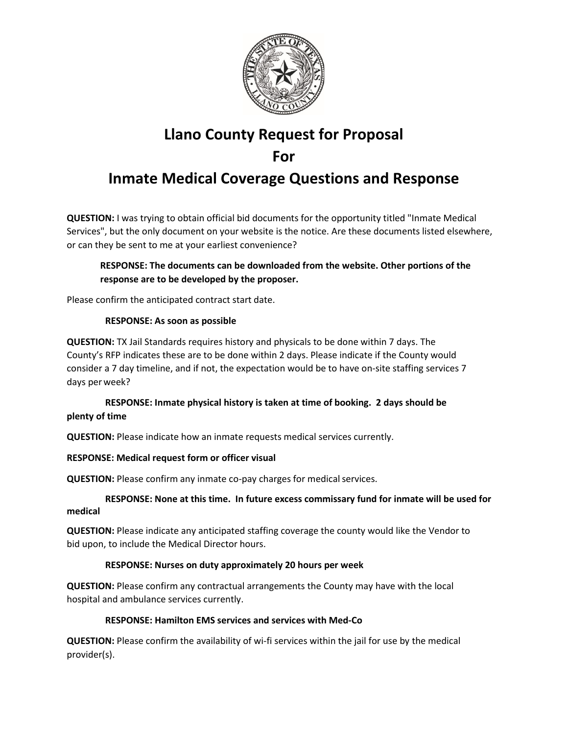# Llano County Request for Proposal

# For

# Inmate Medical Coverage Questions and Response

**QUESTION:** I was trying to obtain official bid documents for the opportunity titled "Inmate Medical Services", but the only document on your website is the notice. Are these documents listed elsewhere, or can they be sent to me at your earliest convenience?

> **RESPONSE: The documents can be downloaded from the website. Other portions of the response are to be developed by the proposer.**

Please confirm the anticipated contract start date.

> **RESPONSE: As soon as possible**

**QUESTION:** TX Jail Standards requires history and physicals to be done within 7 days. The County's RFP indicates these are to be done within 2 days. Please indicate if the County would consider a 7 day timeline, and if not, the expectation would be to have on-site staffing services 7 days per week?

> **RESPONSE: Inmate physical history is taken at time of booking. 2 days should be plenty of time**

**QUESTION:** Please indicate how an inmate requests medical services currently.

**RESPONSE: Medical request form or officer visual**

**QUESTION:** Please confirm any inmate co-pay charges for medical services.

> **RESPONSE: None at this time. In future excess commissary fund for inmate will be used for medical**

**QUESTION:** Please indicate any anticipated staffing coverage the county would like the Vendor to bid upon, to include the Medical Director hours.

> **RESPONSE: Nurses on duty approximately 20 hours per week**

**QUESTION:** Please confirm any contractual arrangements the County may have with the local hospital and ambulance services currently.

> **RESPONSE: Hamilton EMS services and services with Med-Co**

**QUESTION:** Please confirm the availability of wi-fi services within the jail for use by the medical provider(s).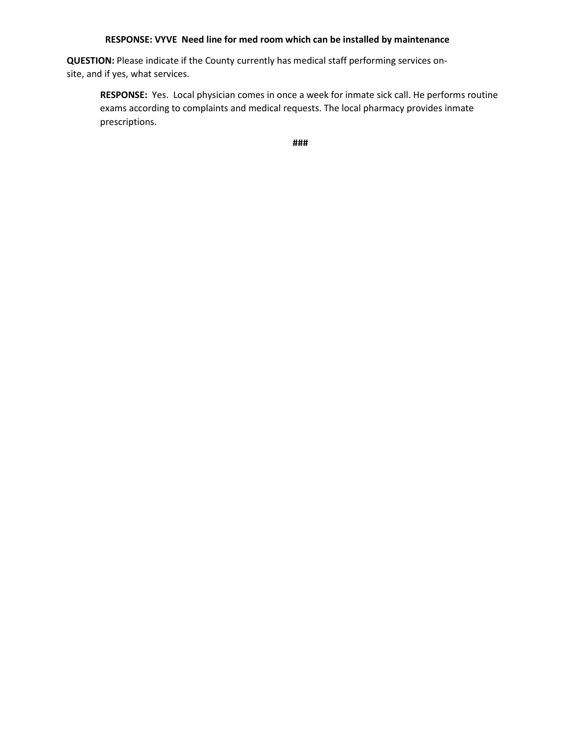**RESPONSE: VYVE Need line for med room which can be installed by maintenance**

**QUESTION:** Please indicate if the County currently has medical staff performing services on-site, and if yes, what services.

**RESPONSE:** Yes. Local physician comes in once a week for inmate sick call. He performs routine exams according to complaints and medical requests. The local pharmacy provides inmate prescriptions.

**###**